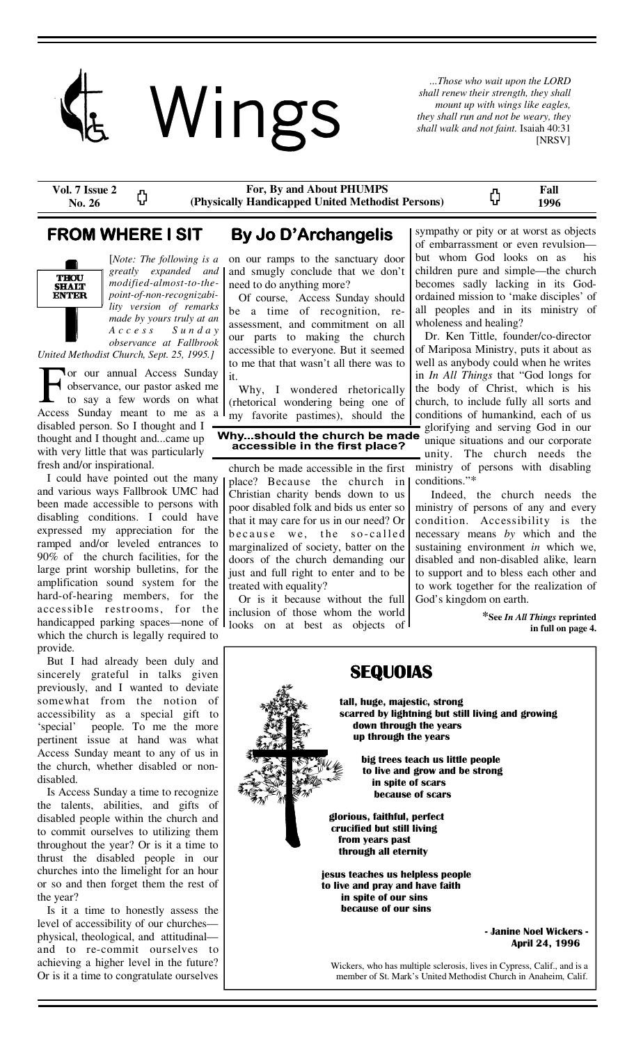# Wings

*...Those who wait upon the LORD shall renew their strength, they shall mount up with wings like eagles, they shall run and not be weary, they shall walk and not faint.* Isaiah 40:31 [NRSV]

**Vol. 7 Issue 2 No. 26** | **For, By and About PHUMPS (Physically Handicapped United Methodist Persons)** | **Fall 1996**

## FROM WHERE I SIT — By Jo D'Archangelis

THOU SHALT ENTER

[*Note: The following is a greatly expanded and modified-almost-to-the-point-of-non-recognizability version of remarks made by yours truly at an Access Sunday observance at Fallbrook United Methodist Church, Sept. 25, 1995.*]

For our annual Access Sunday observance, our pastor asked me to say a few words on what Access Sunday meant to me as a disabled person. So I thought and I thought and I thought and...came up with very little that was particularly fresh and/or inspirational.

I could have pointed out the many and various ways Fallbrook UMC had been made accessible to persons with disabling conditions. I could have expressed my appreciation for the ramped and/or leveled entrances to 90% of the church facilities, for the large print worship bulletins, for the amplification sound system for the hard-of-hearing members, for the accessible restrooms, for the handicapped parking spaces—none of which the church is legally required to provide.

But I had already been duly and sincerely grateful in talks given previously, and I wanted to deviate somewhat from the notion of accessibility as a special gift to 'special' people. To me the more pertinent issue at hand was what Access Sunday meant to any of us in the church, whether disabled or non-disabled.

Is Access Sunday a time to recognize the talents, abilities, and gifts of disabled people within the church and to commit ourselves to utilizing them throughout the year? Or is it a time to thrust the disabled people in our churches into the limelight for an hour or so and then forget them the rest of the year?

Is it a time to honestly assess the level of accessibility of our churches—physical, theological, and attitudinal—and to re-commit ourselves to achieving a higher level in the future? Or is it a time to congratulate ourselves on our ramps to the sanctuary door and smugly conclude that we don't need to do anything more?

Of course, Access Sunday should be a time of recognition, re-assessment, and commitment on all our parts to making the church accessible to everyone. But it seemed to me that that wasn't all there was to it.

Why, I wondered rhetorically (rhetorical wondering being one of my favorite pastimes), should the church be made accessible in the first place? Because the church in Christian charity bends down to us poor disabled folk and bids us enter so that it may care for us in our need? Or because we, the so-called marginalized of society, batter on the doors of the church demanding our just and full right to enter and to be treated with equality?

**Why...should the church be made accessible in the first place?**

Or is it because without the full inclusion of those whom the world looks on at best as objects of sympathy or pity or at worst as objects of embarrassment or even revulsion—but whom God looks on as his children pure and simple—the church becomes sadly lacking in its God-ordained mission to 'make disciples' of all peoples and in its ministry of wholeness and healing?

Dr. Ken Tittle, founder/co-director of Mariposa Ministry, puts it about as well as anybody could when he writes in *In All Things* that "God longs for the body of Christ, which is his church, to include fully all sorts and conditions of humankind, each of us glorifying and serving God in our unique situations and our corporate unity. The church needs the ministry of persons with disabling conditions."*

Indeed, the church needs the ministry of persons of any and every condition. Accessibility is the necessary means *by* which and the sustaining environment *in* which we, disabled and non-disabled alike, learn to support and to bless each other and to work together for the realization of God's kingdom on earth.

***See *In All Things* reprinted in full on page 4.**

## SEQUOIAS

**tall, huge, majestic, strong**
**scarred by lightning but still living and growing**
**down through the years**
**up through the years**

**big trees teach us little people**
**to live and grow and be strong**
**in spite of scars**
**because of scars**

**glorious, faithful, perfect**
**crucified but still living**
**from years past**
**through all eternity**

**jesus teaches us helpless people**
**to live and pray and have faith**
**in spite of our sins**
**because of our sins**

**- Janine Noel Wickers -**
**April 24, 1996**

Wickers, who has multiple sclerosis, lives in Cypress, Calif., and is a member of St. Mark's United Methodist Church in Anaheim, Calif.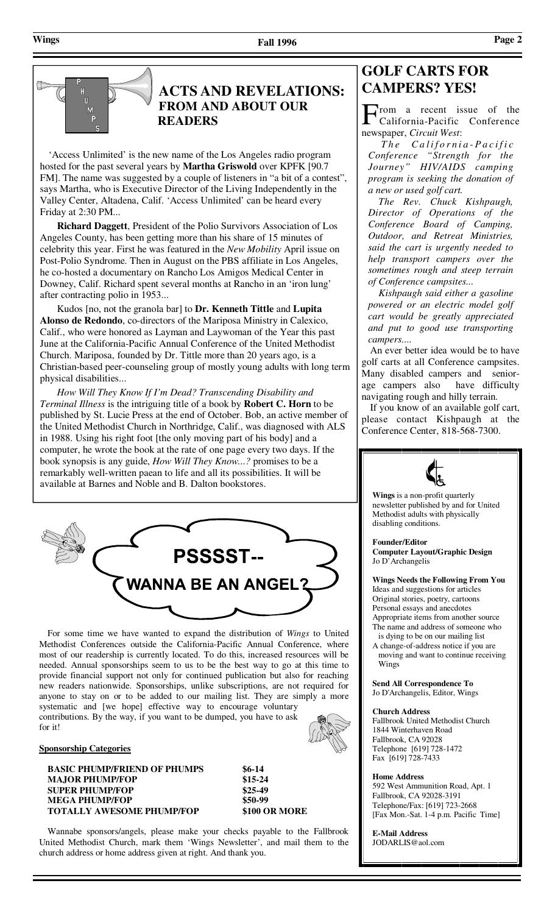## ACTS AND REVELATIONS: FROM AND ABOUT OUR READERS

'Access Unlimited' is the new name of the Los Angeles radio program hosted for the past several years by **Martha Griswold** over KPFK [90.7 FM]. The name was suggested by a couple of listeners in "a bit of a contest", says Martha, who is Executive Director of the Living Independently in the Valley Center, Altadena, Calif. 'Access Unlimited' can be heard every Friday at 2:30 PM...

**Richard Daggett**, President of the Polio Survivors Association of Los Angeles County, has been getting more than his share of 15 minutes of celebrity this year. First he was featured in the *New Mobility* April issue on Post-Polio Syndrome. Then in August on the PBS affiliate in Los Angeles, he co-hosted a documentary on Rancho Los Amigos Medical Center in Downey, Calif. Richard spent several months at Rancho in an 'iron lung' after contracting polio in 1953...

Kudos [no, not the granola bar] to **Dr. Kenneth Tittle** and **Lupita Alonso de Redondo**, co-directors of the Mariposa Ministry in Calexico, Calif., who were honored as Layman and Laywoman of the Year this past June at the California-Pacific Annual Conference of the United Methodist Church. Mariposa, founded by Dr. Tittle more than 20 years ago, is a Christian-based peer-counseling group of mostly young adults with long term physical disabilities...

*How Will They Know If I'm Dead? Transcending Disability and Terminal Illness* is the intriguing title of a book by **Robert C. Horn** to be published by St. Lucie Press at the end of October. Bob, an active member of the United Methodist Church in Northridge, Calif., was diagnosed with ALS in 1988. Using his right foot [the only moving part of his body] and a computer, he wrote the book at the rate of one page every two days. If the book synopsis is any guide, *How Will They Know...?* promises to be a remarkably well-written paean to life and all its possibilities. It will be available at Barnes and Noble and B. Dalton bookstores.

## PSSSST-- WANNA BE AN ANGEL?

For some time we have wanted to expand the distribution of *Wings* to United Methodist Conferences outside the California-Pacific Annual Conference, where most of our readership is currently located. To do this, increased resources will be needed. Annual sponsorships seem to us to be the best way to go at this time to provide financial support not only for continued publication but also for reaching new readers nationwide. Sponsorships, unlike subscriptions, are not required for anyone to stay on or to be added to our mailing list. They are simply a more systematic and [we hope] effective way to encourage voluntary contributions. By the way, if you want to be dumped, you have to ask for it!

**Sponsorship Categories**

| | |
|---|---|
| **BASIC PHUMP/FRIEND OF PHUMPS** | **$6-14** |
| **MAJOR PHUMP/FOP** | **$15-24** |
| **SUPER PHUMP/FOP** | **$25-49** |
| **MEGA PHUMP/FOP** | **$50-99** |
| **TOTALLY AWESOME PHUMP/FOP** | **$100 OR MORE** |

Wannabe sponsors/angels, please make your checks payable to the Fallbrook United Methodist Church, mark them 'Wings Newsletter', and mail them to the church address or home address given at right. And thank you.

## GOLF CARTS FOR CAMPERS? YES!

From a recent issue of the California-Pacific Conference newspaper, *Circuit West*:

*The California-Pacific Conference "Strength for the Journey" HIV/AIDS camping program is seeking the donation of a new or used golf cart.*

*The Rev. Chuck Kishpaugh, Director of Operations of the Conference Board of Camping, Outdoor, and Retreat Ministries, said the cart is urgently needed to help transport campers over the sometimes rough and steep terrain of Conference campsites...*

*Kishpaugh said either a gasoline powered or an electric model golf cart would be greatly appreciated and put to good use transporting campers....*

An ever better idea would be to have golf carts at all Conference campsites. Many disabled campers and senior-age campers also have difficulty navigating rough and hilly terrain.

If you know of an available golf cart, please contact Kishpaugh at the Conference Center, 818-568-7300.

---

**Wings** is a non-profit quarterly newsletter published by and for United Methodist adults with physically disabling conditions.

**Founder/Editor**
**Computer Layout/Graphic Design**
Jo D'Archangelis

**Wings Needs the Following From You**
- Ideas and suggestions for articles
- Original stories, poetry, cartoons
- Personal essays and anecdotes
- Appropriate items from another source
- The name and address of someone who is dying to be on our mailing list
- A change-of-address notice if you are moving and want to continue receiving Wings

**Send All Correspondence To**
Jo D'Archangelis, Editor, Wings

**Church Address**
Fallbrook United Methodist Church
1844 Winterhaven Road
Fallbrook, CA 92028
Telephone [619] 728-1472
Fax [619] 728-7433

**Home Address**
592 West Ammunition Road, Apt. 1
Fallbrook, CA 92028-3191
Telephone/Fax: [619] 723-2668
[Fax Mon.-Sat. 1-4 p.m. Pacific Time]

**E-Mail Address**
JODARLIS@aol.com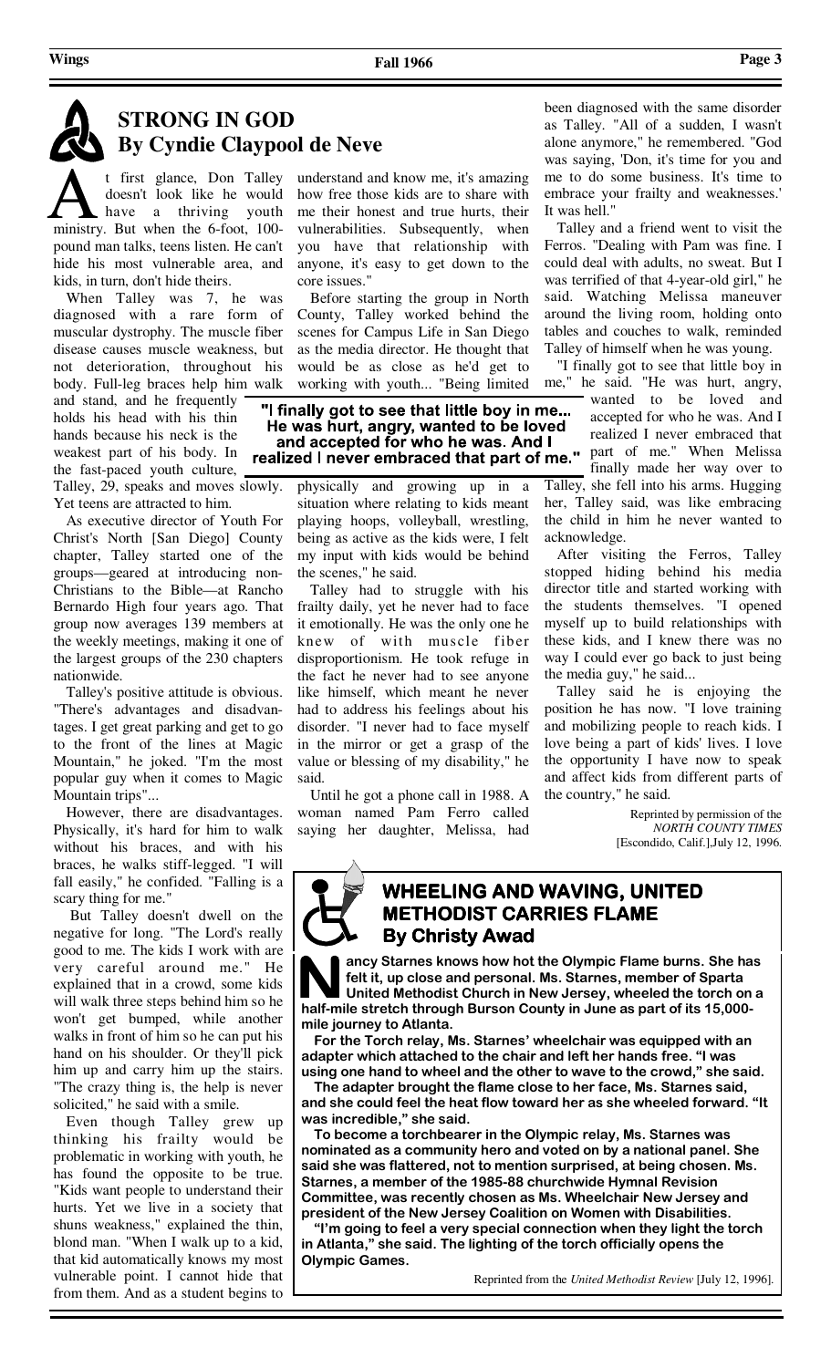## STRONG IN GOD
### By Cyndie Claypool de Neve

At first glance, Don Talley doesn't look like he would have a thriving youth ministry. But when the 6-foot, 100-pound man talks, teens listen. He can't hide his most vulnerable area, and kids, in turn, don't hide theirs.

When Talley was 7, he was diagnosed with a rare form of muscular dystrophy. The muscle fiber disease causes muscle weakness, but not deterioration, throughout his body. Full-leg braces help him walk and stand, and he frequently holds his head with his thin hands because his neck is the weakest part of his body. In the fast-paced youth culture, Talley, 29, speaks and moves slowly. Yet teens are attracted to him.

As executive director of Youth For Christ's North [San Diego] County chapter, Talley started one of the groups—geared at introducing non-Christians to the Bible—at Rancho Bernardo High four years ago. That group now averages 139 members at the weekly meetings, making it one of the largest groups of the 230 chapters nationwide.

Talley's positive attitude is obvious. "There's advantages and disadvantages. I get great parking and get to go to the front of the lines at Magic Mountain," he joked. "I'm the most popular guy when it comes to Magic Mountain trips"...

However, there are disadvantages. Physically, it's hard for him to walk without his braces, and with his braces, he walks stiff-legged. "I will fall easily," he confided. "Falling is a scary thing for me."

But Talley doesn't dwell on the negative for long. "The Lord's really good to me. The kids I work with are very careful around me." He explained that in a crowd, some kids will walk three steps behind him so he won't get bumped, while another walks in front of him so he can put his hand on his shoulder. Or they'll pick him up and carry him up the stairs. "The crazy thing is, the help is never solicited," he said with a smile.

Even though Talley grew up thinking his frailty would be problematic in working with youth, he has found the opposite to be true. "Kids want people to understand their hurts. Yet we live in a society that shuns weakness," explained the thin, blond man. "When I walk up to a kid, that kid automatically knows my most vulnerable point. I cannot hide that from them. And as a student begins to understand and know me, it's amazing how free those kids are to share with me their honest and true hurts, their vulnerabilities. Subsequently, when you have that relationship with anyone, it's easy to get down to the core issues."

Before starting the group in North County, Talley worked behind the scenes for Campus Life in San Diego as the media director. He thought that would be as close as he'd get to working with youth... "Being limited physically and growing up in a situation where relating to kids meant playing hoops, volleyball, wrestling, being as active as the kids were, I felt my input with kids would be behind the scenes," he said.

> **"I finally got to see that little boy in me... He was hurt, angry, wanted to be loved and accepted for who he was. And I realized I never embraced that part of me."**

Talley had to struggle with his frailty daily, yet he never had to face it emotionally. He was the only one he knew of with muscle fiber disproportionism. He took refuge in the fact he never had to see anyone like himself, which meant he never had to address his feelings about his disorder. "I never had to face myself in the mirror or get a grasp of the value or blessing of my disability," he said.

Until he got a phone call in 1988. A woman named Pam Ferro called saying her daughter, Melissa, had been diagnosed with the same disorder as Talley. "All of a sudden, I wasn't alone anymore," he remembered. "God was saying, 'Don, it's time for you and me to do some business. It's time to embrace your frailty and weaknesses.' It was hell."

Talley and a friend went to visit the Ferros. "Dealing with Pam was fine. I could deal with adults, no sweat. But I was terrified of that 4-year-old girl," he said. Watching Melissa maneuver around the living room, holding onto tables and couches to walk, reminded Talley of himself when he was young.

"I finally got to see that little boy in me," he said. "He was hurt, angry, wanted to be loved and accepted for who he was. And I realized I never embraced that part of me." When Melissa finally made her way over to Talley, she fell into his arms. Hugging her, Talley said, was like embracing the child in him he never wanted to acknowledge.

After visiting the Ferros, Talley stopped hiding behind his media director title and started working with the students themselves. "I opened myself up to build relationships with these kids, and I knew there was no way I could ever go back to just being the media guy," he said...

Talley said he is enjoying the position he has now. "I love training and mobilizing people to reach kids. I love being a part of kids' lives. I love the opportunity I have now to speak and affect kids from different parts of the country," he said.

Reprinted by permission of the *NORTH COUNTY TIMES* [Escondido, Calif.],July 12, 1996.

## WHEELING AND WAVING, UNITED METHODIST CARRIES FLAME
### By Christy Awad

**Nancy Starnes knows how hot the Olympic Flame burns. She has felt it, up close and personal. Ms. Starnes, member of Sparta United Methodist Church in New Jersey, wheeled the torch on a half-mile stretch through Burson County in June as part of its 15,000-mile journey to Atlanta.**

**For the Torch relay, Ms. Starnes' wheelchair was equipped with an adapter which attached to the chair and left her hands free. "I was using one hand to wheel and the other to wave to the crowd," she said.**

**The adapter brought the flame close to her face, Ms. Starnes said, and she could feel the heat flow toward her as she wheeled forward. "It was incredible," she said.**

**To become a torchbearer in the Olympic relay, Ms. Starnes was nominated as a community hero and voted on by a national panel. She said she was flattered, not to mention surprised, at being chosen. Ms. Starnes, a member of the 1985-88 churchwide Hymnal Revision Committee, was recently chosen as Ms. Wheelchair New Jersey and president of the New Jersey Coalition on Women with Disabilities.**

**"I'm going to feel a very special connection when they light the torch in Atlanta," she said. The lighting of the torch officially opens the Olympic Games.**

Reprinted from the *United Methodist Review* [July 12, 1996].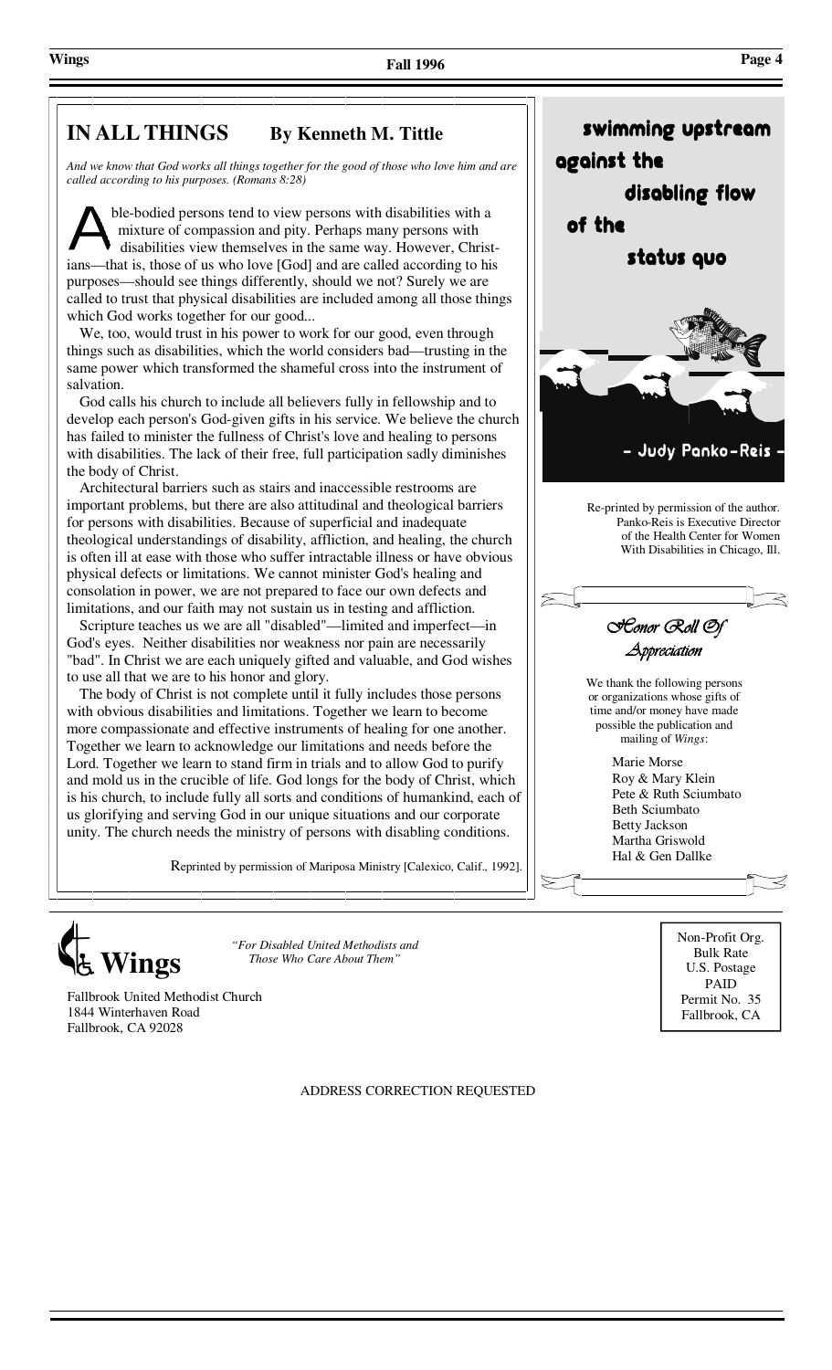## IN ALL THINGS — By Kenneth M. Tittle

*And we know that God works all things together for the good of those who love him and are called according to his purposes. (Romans 8:28)*

Able-bodied persons tend to view persons with disabilities with a mixture of compassion and pity. Perhaps many persons with disabilities view themselves in the same way. However, Christians—that is, those of us who love [God] and are called according to his purposes—should see things differently, should we not? Surely we are called to trust that physical disabilities are included among all those things which God works together for our good...

We, too, would trust in his power to work for our good, even through things such as disabilities, which the world considers bad—trusting in the same power which transformed the shameful cross into the instrument of salvation.

God calls his church to include all believers fully in fellowship and to develop each person's God-given gifts in his service. We believe the church has failed to minister the fullness of Christ's love and healing to persons with disabilities. The lack of their free, full participation sadly diminishes the body of Christ.

Architectural barriers such as stairs and inaccessible restrooms are important problems, but there are also attitudinal and theological barriers for persons with disabilities. Because of superficial and inadequate theological understandings of disability, affliction, and healing, the church is often ill at ease with those who suffer intractable illness or have obvious physical defects or limitations. We cannot minister God's healing and consolation in power, we are not prepared to face our own defects and limitations, and our faith may not sustain us in testing and affliction.

Scripture teaches us we are all "disabled"—limited and imperfect—in God's eyes. Neither disabilities nor weakness nor pain are necessarily "bad". In Christ we are each uniquely gifted and valuable, and God wishes to use all that we are to his honor and glory.

The body of Christ is not complete until it fully includes those persons with obvious disabilities and limitations. Together we learn to become more compassionate and effective instruments of healing for one another. Together we learn to acknowledge our limitations and needs before the Lord. Together we learn to stand firm in trials and to allow God to purify and mold us in the crucible of life. God longs for the body of Christ, which is his church, to include fully all sorts and conditions of humankind, each of us glorifying and serving God in our unique situations and our corporate unity. The church needs the ministry of persons with disabling conditions.

Reprinted by permission of Mariposa Ministry [Calexico, Calif., 1992].

swimming upstream
against the
disabling flow
of the
status quo

– Judy Panko-Reis –

Re-printed by permission of the author. Panko-Reis is Executive Director of the Health Center for Women With Disabilities in Chicago, Ill.

### Honor Roll Of Appreciation

We thank the following persons or organizations whose gifts of time and/or money have made possible the publication and mailing of *Wings*:

Marie Morse
Roy & Mary Klein
Pete & Ruth Sciumbato
Beth Sciumbato
Betty Jackson
Martha Griswold
Hal & Gen Dallke

**Wings** *"For Disabled United Methodists and Those Who Care About Them"*

Fallbrook United Methodist Church
1844 Winterhaven Road
Fallbrook, CA 92028

Non-Profit Org.
Bulk Rate
U.S. Postage
PAID
Permit No. 35
Fallbrook, CA

ADDRESS CORRECTION REQUESTED